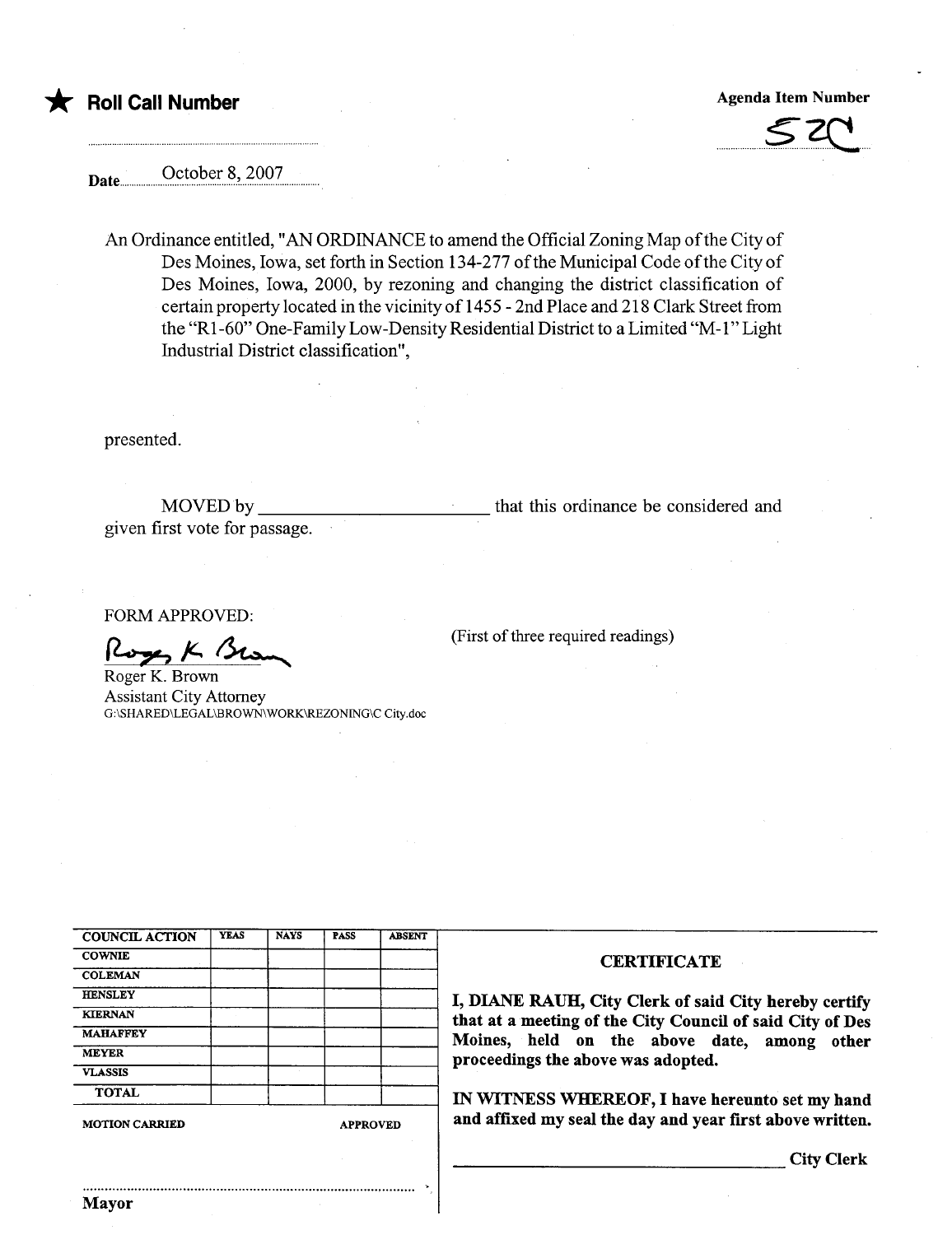★ **Roll Call Number**

**Agenda Item Number**

52C

Date October 8, 2007

An Ordinance entitled, "AN ORDINANCE to amend the Official Zoning Map of the City of Des Moines, Iowa, set forth in Section 134-277 of the Municipal Code of the City of Des Moines, Iowa, 2000, by rezoning and changing the district classification of certain property located in the vicinity of 1455 - 2nd Place and 218 Clark Street from the "R1-60" One-Family Low-Density Residential District to a Limited "M-1" Light Industrial District classification",

presented.

MOVED by ________________________ that this ordinance be considered and given first vote for passage.

FORM APPROVED:

Roger K. Brown
Assistant City Attorney
G:\SHARED\LEGAL\BROWN\WORK\REZONING\C City.doc

(First of three required readings)

| COUNCIL ACTION | YEAS | NAYS | PASS | ABSENT |
|---|---|---|---|---|
| COWNIE | | | | |
| COLEMAN | | | | |
| HENSLEY | | | | |
| KIERNAN | | | | |
| MAHAFFEY | | | | |
| MEYER | | | | |
| VLASSIS | | | | |
| TOTAL | | | | |

MOTION CARRIED APPROVED

..........................................................................
Mayor

**CERTIFICATE**

**I, DIANE RAUH, City Clerk of said City hereby certify that at a meeting of the City Council of said City of Des Moines, held on the above date, among other proceedings the above was adopted.**

**IN WITNESS WHEREOF, I have hereunto set my hand and affixed my seal the day and year first above written.**

________________________________ **City Clerk**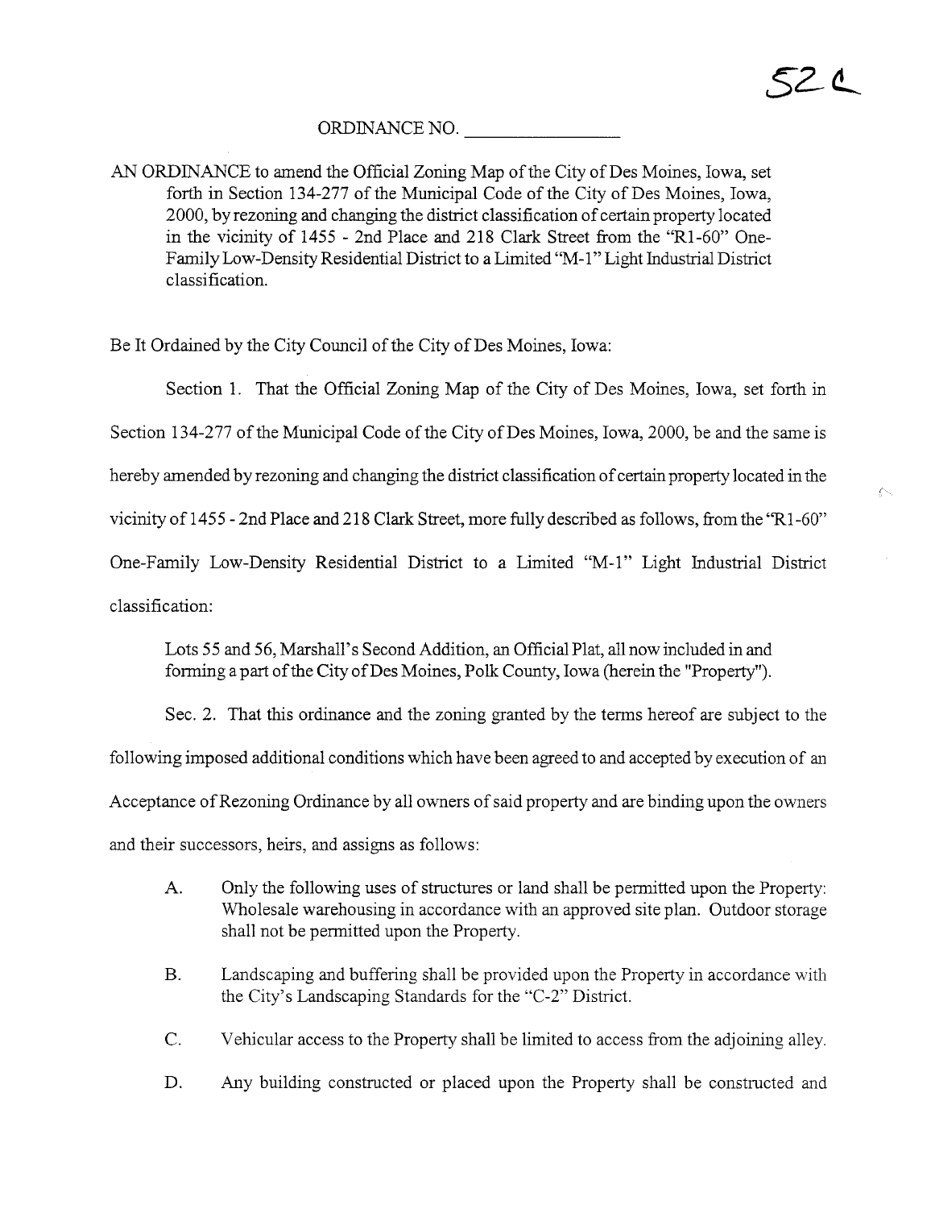52 C

ORDINANCE NO. \_\_\_\_\_\_\_\_\_\_\_\_\_\_\_\_

AN ORDINANCE to amend the Official Zoning Map of the City of Des Moines, Iowa, set forth in Section 134-277 of the Municipal Code of the City of Des Moines, Iowa, 2000, by rezoning and changing the district classification of certain property located in the vicinity of 1455 - 2nd Place and 218 Clark Street from the "R1-60" One-Family Low-Density Residential District to a Limited "M-1" Light Industrial District classification.

Be It Ordained by the City Council of the City of Des Moines, Iowa:

Section 1. That the Official Zoning Map of the City of Des Moines, Iowa, set forth in Section 134-277 of the Municipal Code of the City of Des Moines, Iowa, 2000, be and the same is hereby amended by rezoning and changing the district classification of certain property located in the vicinity of 1455 - 2nd Place and 218 Clark Street, more fully described as follows, from the "R1-60" One-Family Low-Density Residential District to a Limited "M-1" Light Industrial District classification:

> Lots 55 and 56, Marshall's Second Addition, an Official Plat, all now included in and forming a part of the City of Des Moines, Polk County, Iowa (herein the "Property").

Sec. 2. That this ordinance and the zoning granted by the terms hereof are subject to the following imposed additional conditions which have been agreed to and accepted by execution of an Acceptance of Rezoning Ordinance by all owners of said property and are binding upon the owners and their successors, heirs, and assigns as follows:

A. Only the following uses of structures or land shall be permitted upon the Property: Wholesale warehousing in accordance with an approved site plan. Outdoor storage shall not be permitted upon the Property.

B. Landscaping and buffering shall be provided upon the Property in accordance with the City's Landscaping Standards for the "C-2" District.

C. Vehicular access to the Property shall be limited to access from the adjoining alley.

D. Any building constructed or placed upon the Property shall be constructed and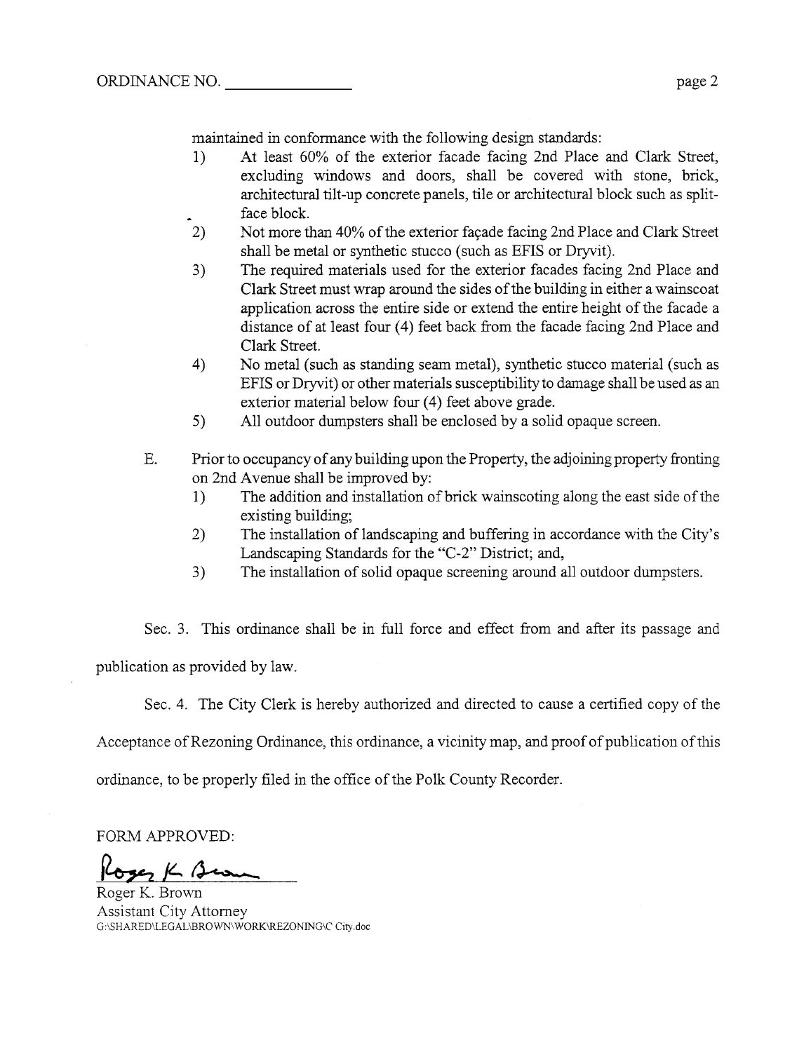maintained in conformance with the following design standards:

1) At least 60% of the exterior facade facing 2nd Place and Clark Street, excluding windows and doors, shall be covered with stone, brick, architectural tilt-up concrete panels, tile or architectural block such as split-face block.
2) Not more than 40% of the exterior façade facing 2nd Place and Clark Street shall be metal or synthetic stucco (such as EFIS or Dryvit).
3) The required materials used for the exterior facades facing 2nd Place and Clark Street must wrap around the sides of the building in either a wainscoat application across the entire side or extend the entire height of the facade a distance of at least four (4) feet back from the facade facing 2nd Place and Clark Street.
4) No metal (such as standing seam metal), synthetic stucco material (such as EFIS or Dryvit) or other materials susceptibility to damage shall be used as an exterior material below four (4) feet above grade.
5) All outdoor dumpsters shall be enclosed by a solid opaque screen.

E. Prior to occupancy of any building upon the Property, the adjoining property fronting on 2nd Avenue shall be improved by:
   1) The addition and installation of brick wainscoting along the east side of the existing building;
   2) The installation of landscaping and buffering in accordance with the City's Landscaping Standards for the "C-2" District; and,
   3) The installation of solid opaque screening around all outdoor dumpsters.

Sec. 3. This ordinance shall be in full force and effect from and after its passage and publication as provided by law.

Sec. 4. The City Clerk is hereby authorized and directed to cause a certified copy of the Acceptance of Rezoning Ordinance, this ordinance, a vicinity map, and proof of publication of this ordinance, to be properly filed in the office of the Polk County Recorder.

FORM APPROVED:

Roger K. Brown

Roger K. Brown
Assistant City Attorney
G:\SHARED\LEGAL\BROWN\WORK\REZONING\C City.doc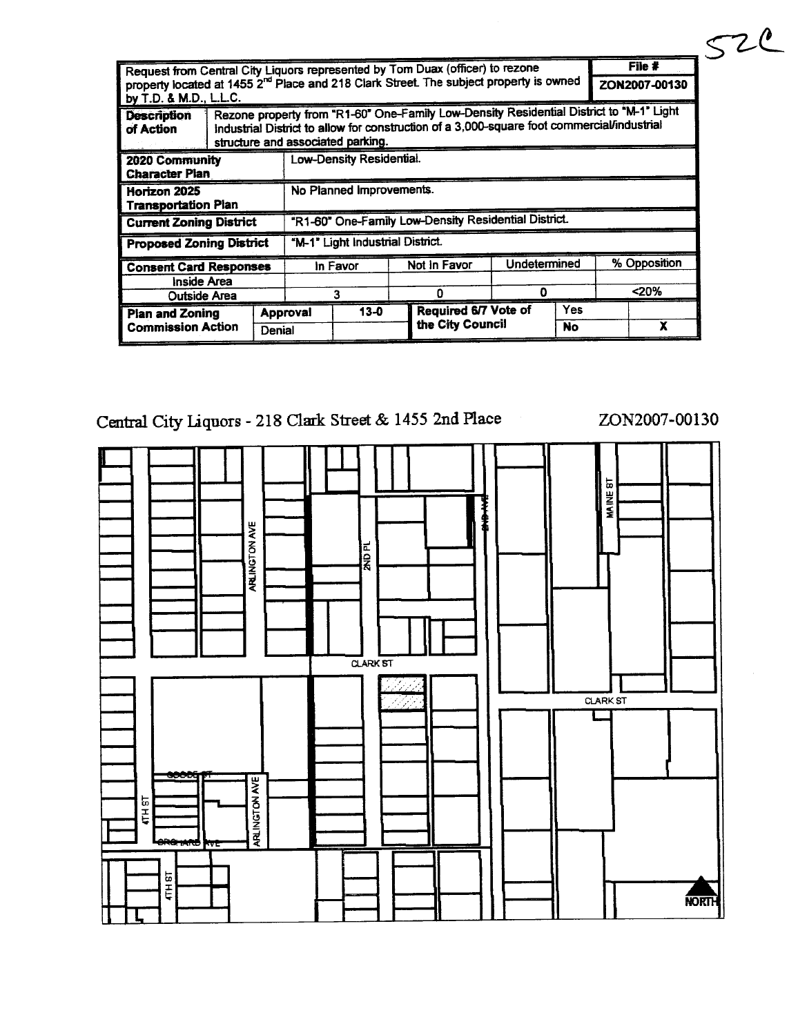52C

| Request from Central City Liquors represented by Tom Duax (officer) to rezone property located at 1455 2nd Place and 218 Clark Street. The subject property is owned by T.D. & M.D., L.L.C. | | | | | | File # ZON2007-00130 |
|---|---|---|---|---|---|---|
| **Description of Action** | Rezone property from "R1-60" One-Family Low-Density Residential District to "M-1" Light Industrial District to allow for construction of a 3,000-square foot commercial/industrial structure and associated parking. | | | | | |
| **2020 Community Character Plan** | Low-Density Residential. | | | | | |
| **Horizon 2025 Transportation Plan** | No Planned Improvements. | | | | | |
| **Current Zoning District** | "R1-60" One-Family Low-Density Residential District. | | | | | |
| **Proposed Zoning District** | "M-1" Light Industrial District. | | | | | |
| **Consent Card Responses** | In Favor | Not In Favor | Undetermined | | % Opposition | |
| Inside Area | | | | | | |
| Outside Area | 3 | 0 | 0 | | <20% | |
| **Plan and Zoning Commission Action** | Approval | 13-0 | Required 6/7 Vote of the City Council | Yes | | |
| | Denial | | | **No** | X | |

## Central City Liquors - 218 Clark Street & 1455 2nd Place

ZON2007-00130

ARLINGTON AVE
2ND PL
2ND AVE
MAINE ST
CLARK ST
CLARK ST
GOODE ST
4TH ST
ARLINGTON AVE
ORCHARD AVE
4TH ST
NORTH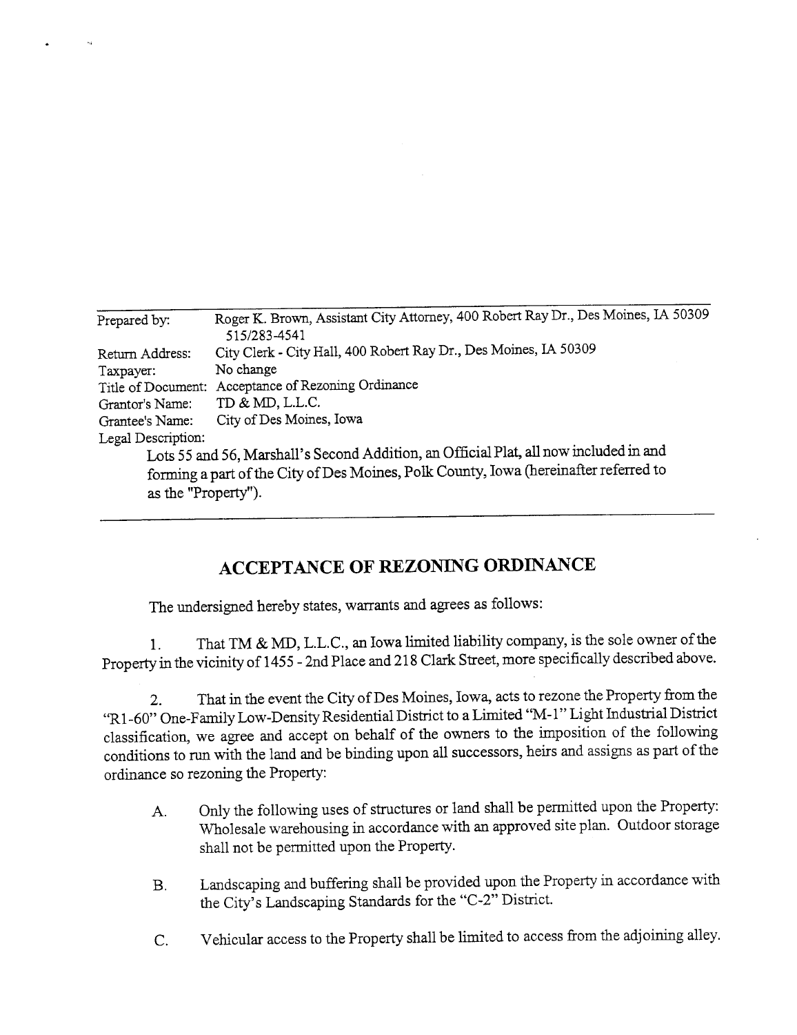| | |
|---|---|
| Prepared by: | Roger K. Brown, Assistant City Attorney, 400 Robert Ray Dr., Des Moines, IA 50309 515/283-4541 |
| Return Address: | City Clerk - City Hall, 400 Robert Ray Dr., Des Moines, IA 50309 |
| Taxpayer: | No change |
| Title of Document: | Acceptance of Rezoning Ordinance |
| Grantor's Name: | TD & MD, L.L.C. |
| Grantee's Name: | City of Des Moines, Iowa |

Legal Description:

Lots 55 and 56, Marshall's Second Addition, an Official Plat, all now included in and forming a part of the City of Des Moines, Polk County, Iowa (hereinafter referred to as the "Property").

---

## ACCEPTANCE OF REZONING ORDINANCE

The undersigned hereby states, warrants and agrees as follows:

1. That TM & MD, L.L.C., an Iowa limited liability company, is the sole owner of the Property in the vicinity of 1455 - 2nd Place and 218 Clark Street, more specifically described above.

2. That in the event the City of Des Moines, Iowa, acts to rezone the Property from the "R1-60" One-Family Low-Density Residential District to a Limited "M-1" Light Industrial District classification, we agree and accept on behalf of the owners to the imposition of the following conditions to run with the land and be binding upon all successors, heirs and assigns as part of the ordinance so rezoning the Property:

   A. Only the following uses of structures or land shall be permitted upon the Property: Wholesale warehousing in accordance with an approved site plan. Outdoor storage shall not be permitted upon the Property.

   B. Landscaping and buffering shall be provided upon the Property in accordance with the City's Landscaping Standards for the "C-2" District.

   C. Vehicular access to the Property shall be limited to access from the adjoining alley.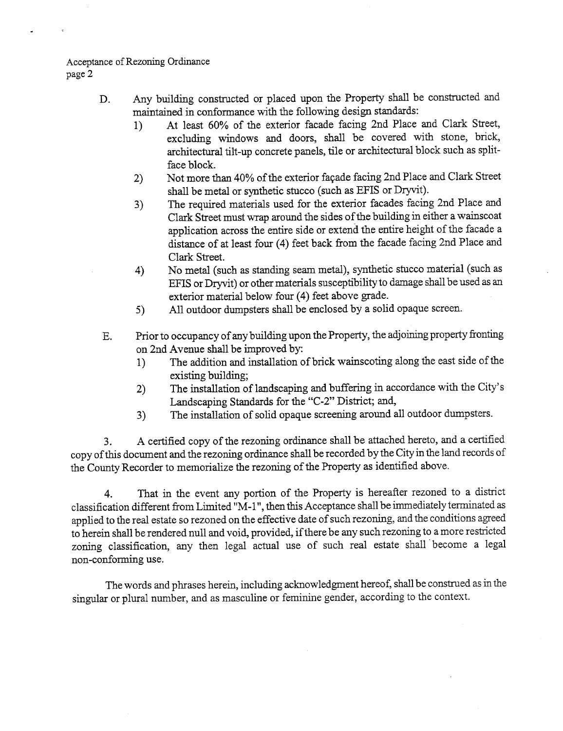Acceptance of Rezoning Ordinance
page 2

D. Any building constructed or placed upon the Property shall be constructed and maintained in conformance with the following design standards:
   1) At least 60% of the exterior facade facing 2nd Place and Clark Street, excluding windows and doors, shall be covered with stone, brick, architectural tilt-up concrete panels, tile or architectural block such as split-face block.
   2) Not more than 40% of the exterior façade facing 2nd Place and Clark Street shall be metal or synthetic stucco (such as EFIS or Dryvit).
   3) The required materials used for the exterior facades facing 2nd Place and Clark Street must wrap around the sides of the building in either a wainscoat application across the entire side or extend the entire height of the facade a distance of at least four (4) feet back from the facade facing 2nd Place and Clark Street.
   4) No metal (such as standing seam metal), synthetic stucco material (such as EFIS or Dryvit) or other materials susceptibility to damage shall be used as an exterior material below four (4) feet above grade.
   5) All outdoor dumpsters shall be enclosed by a solid opaque screen.

E. Prior to occupancy of any building upon the Property, the adjoining property fronting on 2nd Avenue shall be improved by:
   1) The addition and installation of brick wainscoting along the east side of the existing building;
   2) The installation of landscaping and buffering in accordance with the City's Landscaping Standards for the "C-2" District; and,
   3) The installation of solid opaque screening around all outdoor dumpsters.

3. A certified copy of the rezoning ordinance shall be attached hereto, and a certified copy of this document and the rezoning ordinance shall be recorded by the City in the land records of the County Recorder to memorialize the rezoning of the Property as identified above.

4. That in the event any portion of the Property is hereafter rezoned to a district classification different from Limited "M-1", then this Acceptance shall be immediately terminated as applied to the real estate so rezoned on the effective date of such rezoning, and the conditions agreed to herein shall be rendered null and void, provided, if there be any such rezoning to a more restricted zoning classification, any then legal actual use of such real estate shall become a legal non-conforming use.

The words and phrases herein, including acknowledgment hereof, shall be construed as in the singular or plural number, and as masculine or feminine gender, according to the context.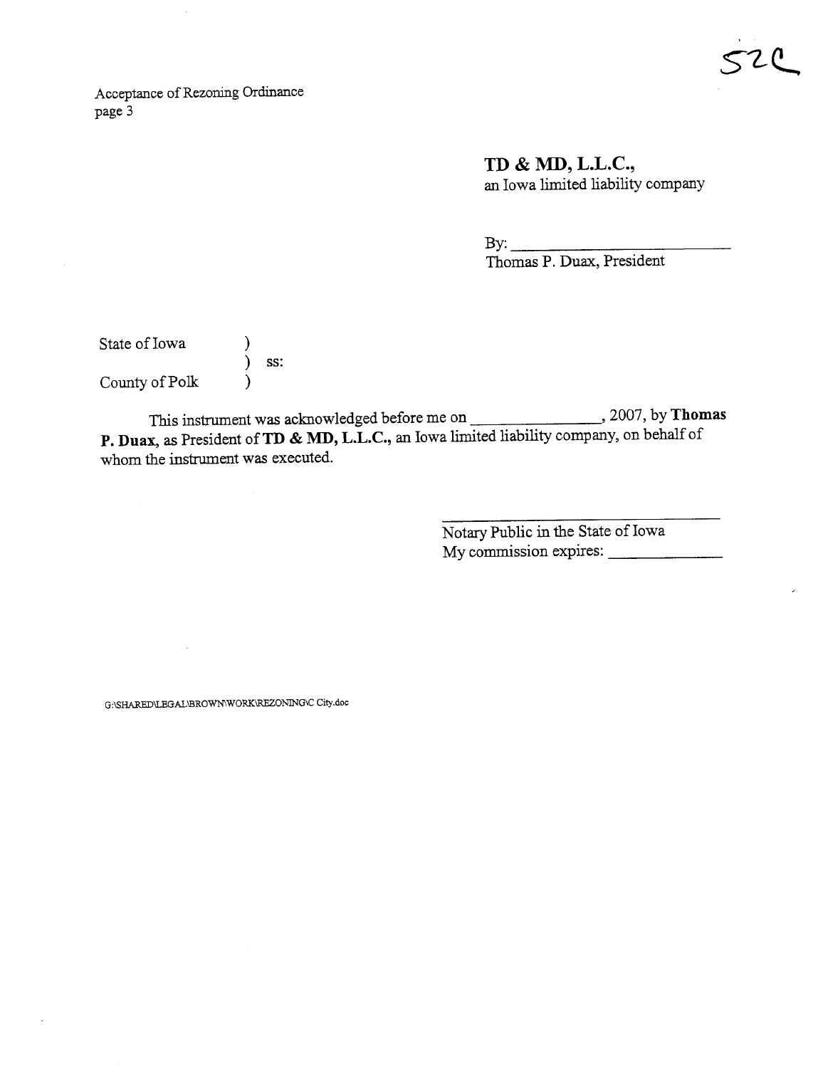52C

Acceptance of Rezoning Ordinance
page 3

**TD & MD, L.L.C.,**
an Iowa limited liability company

By: \_\_\_\_\_\_\_\_\_\_\_\_\_\_\_\_\_\_\_\_\_\_\_\_\_\_\_\_
Thomas P. Duax, President

State of Iowa )
) ss:
County of Polk )

This instrument was acknowledged before me on \_\_\_\_\_\_\_\_\_\_\_\_\_\_\_\_, 2007, by **Thomas P. Duax**, as President of **TD & MD, L.L.C.**, an Iowa limited liability company, on behalf of whom the instrument was executed.

\_\_\_\_\_\_\_\_\_\_\_\_\_\_\_\_\_\_\_\_\_\_\_\_\_\_\_\_\_\_\_\_\_\_\_\_
Notary Public in the State of Iowa
My commission expires: \_\_\_\_\_\_\_\_\_\_\_\_\_\_

G:\SHARED\LEGAL\BROWN\WORK\REZONING\C City.doc